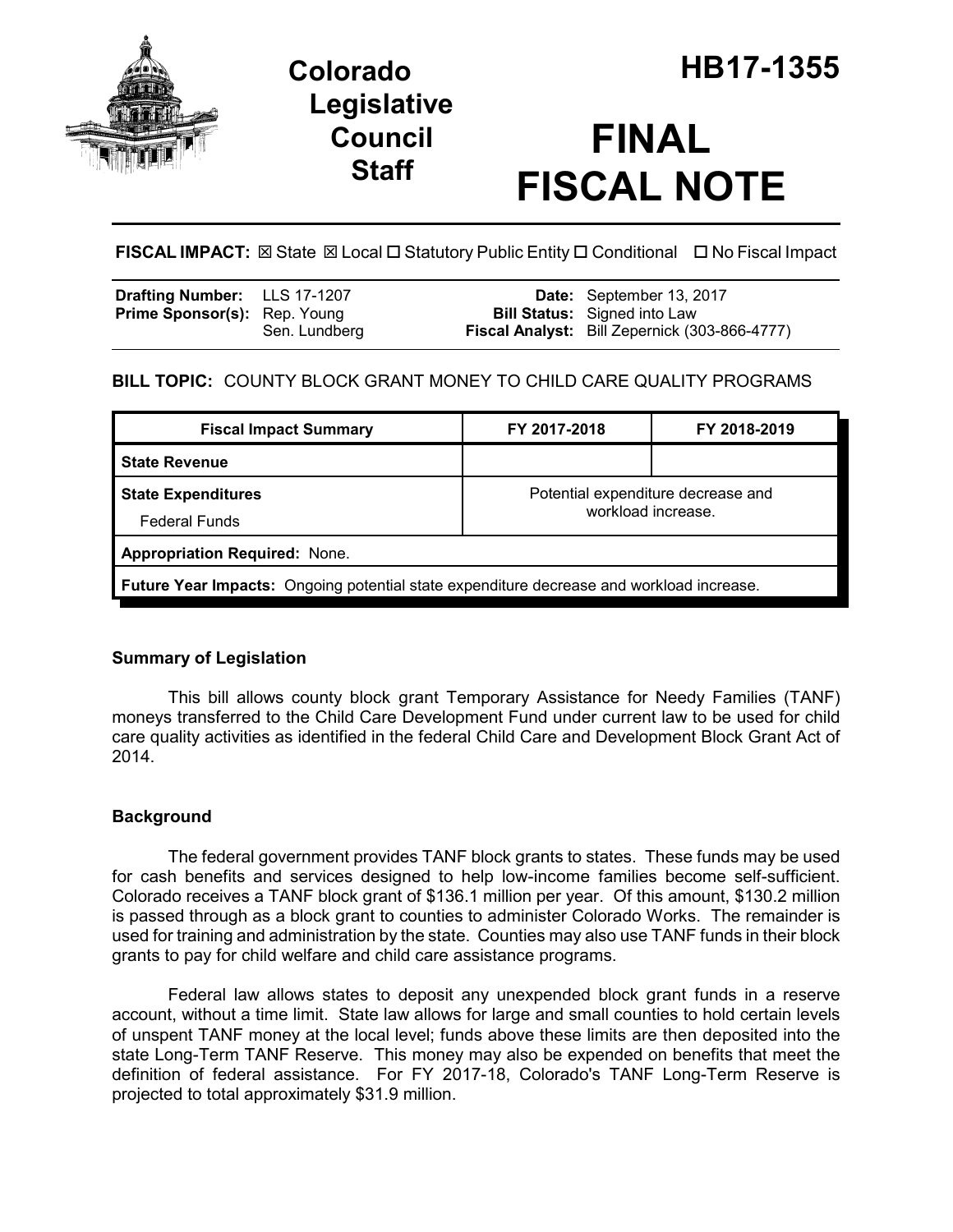# Colorado Legislative Council Staff

# HB17-1355

# FINAL FISCAL NOTE

**FISCAL IMPACT:** ☒ State ☒ Local ☐ Statutory Public Entity ☐ Conditional ☐ No Fiscal Impact

| | | | |
|---|---|---|---|
| **Drafting Number:** | LLS 17-1207 | **Date:** | September 13, 2017 |
| **Prime Sponsor(s):** | Rep. Young<br>Sen. Lundberg | **Bill Status:** | Signed into Law |
| | | **Fiscal Analyst:** | Bill Zepernick (303-866-4777) |

**BILL TOPIC:** COUNTY BLOCK GRANT MONEY TO CHILD CARE QUALITY PROGRAMS

| Fiscal Impact Summary | FY 2017-2018 | FY 2018-2019 |
|---|---|---|
| **State Revenue** | | |
| **State Expenditures**<br>Federal Funds | Potential expenditure decrease and workload increase. | |
| **Appropriation Required:** None. | | |
| **Future Year Impacts:** Ongoing potential state expenditure decrease and workload increase. | | |

## Summary of Legislation

This bill allows county block grant Temporary Assistance for Needy Families (TANF) moneys transferred to the Child Care Development Fund under current law to be used for child care quality activities as identified in the federal Child Care and Development Block Grant Act of 2014.

## Background

The federal government provides TANF block grants to states. These funds may be used for cash benefits and services designed to help low-income families become self-sufficient. Colorado receives a TANF block grant of $136.1 million per year. Of this amount, $130.2 million is passed through as a block grant to counties to administer Colorado Works. The remainder is used for training and administration by the state. Counties may also use TANF funds in their block grants to pay for child welfare and child care assistance programs.

Federal law allows states to deposit any unexpended block grant funds in a reserve account, without a time limit. State law allows for large and small counties to hold certain levels of unspent TANF money at the local level; funds above these limits are then deposited into the state Long-Term TANF Reserve. This money may also be expended on benefits that meet the definition of federal assistance. For FY 2017-18, Colorado's TANF Long-Term Reserve is projected to total approximately $31.9 million.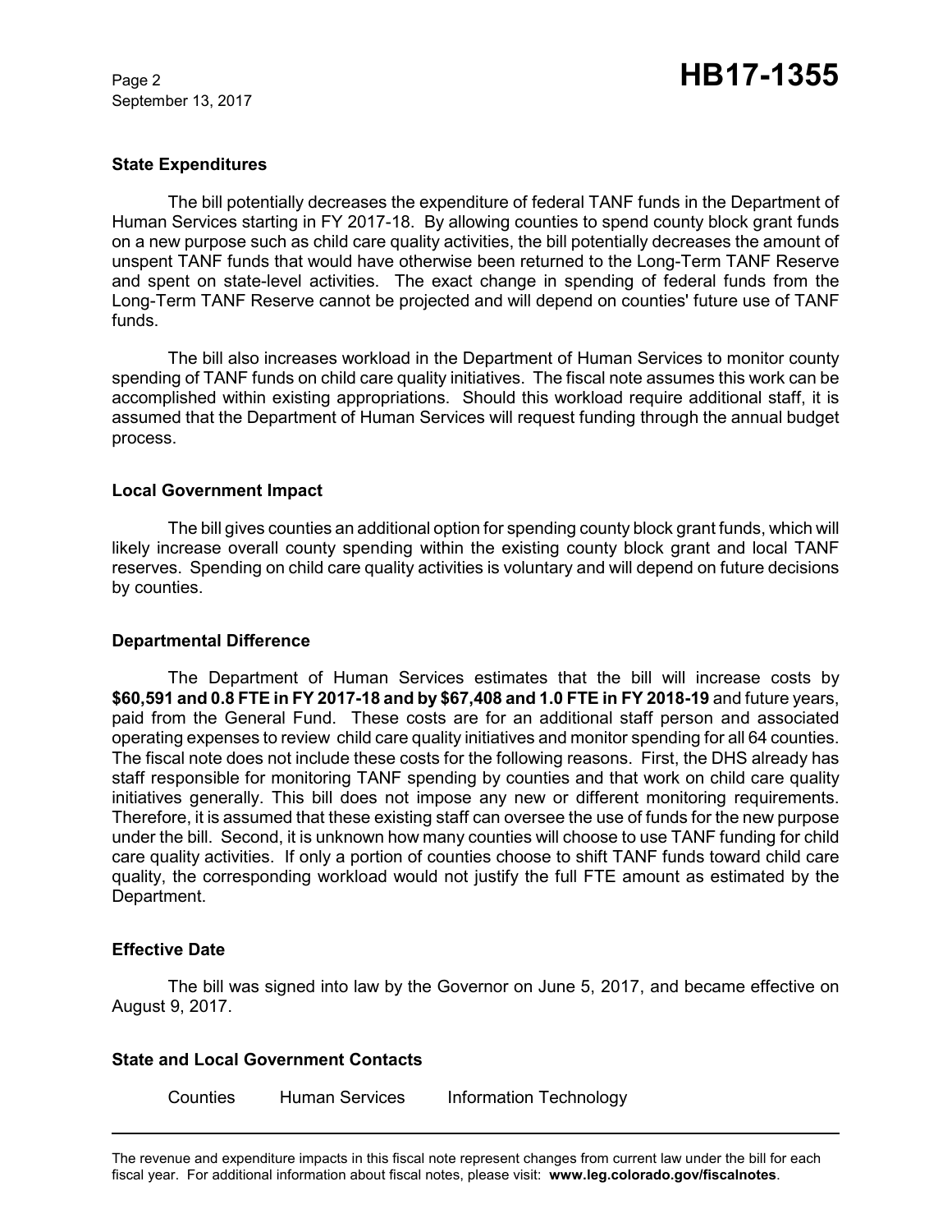## State Expenditures

The bill potentially decreases the expenditure of federal TANF funds in the Department of Human Services starting in FY 2017-18. By allowing counties to spend county block grant funds on a new purpose such as child care quality activities, the bill potentially decreases the amount of unspent TANF funds that would have otherwise been returned to the Long-Term TANF Reserve and spent on state-level activities. The exact change in spending of federal funds from the Long-Term TANF Reserve cannot be projected and will depend on counties' future use of TANF funds.

The bill also increases workload in the Department of Human Services to monitor county spending of TANF funds on child care quality initiatives. The fiscal note assumes this work can be accomplished within existing appropriations. Should this workload require additional staff, it is assumed that the Department of Human Services will request funding through the annual budget process.

## Local Government Impact

The bill gives counties an additional option for spending county block grant funds, which will likely increase overall county spending within the existing county block grant and local TANF reserves. Spending on child care quality activities is voluntary and will depend on future decisions by counties.

## Departmental Difference

The Department of Human Services estimates that the bill will increase costs by **$60,591 and 0.8 FTE in FY 2017-18 and by $67,408 and 1.0 FTE in FY 2018-19** and future years, paid from the General Fund. These costs are for an additional staff person and associated operating expenses to review child care quality initiatives and monitor spending for all 64 counties. The fiscal note does not include these costs for the following reasons. First, the DHS already has staff responsible for monitoring TANF spending by counties and that work on child care quality initiatives generally. This bill does not impose any new or different monitoring requirements. Therefore, it is assumed that these existing staff can oversee the use of funds for the new purpose under the bill. Second, it is unknown how many counties will choose to use TANF funding for child care quality activities. If only a portion of counties choose to shift TANF funds toward child care quality, the corresponding workload would not justify the full FTE amount as estimated by the Department.

## Effective Date

The bill was signed into law by the Governor on June 5, 2017, and became effective on August 9, 2017.

## State and Local Government Contacts

Counties Human Services Information Technology

The revenue and expenditure impacts in this fiscal note represent changes from current law under the bill for each fiscal year. For additional information about fiscal notes, please visit: **www.leg.colorado.gov/fiscalnotes**.